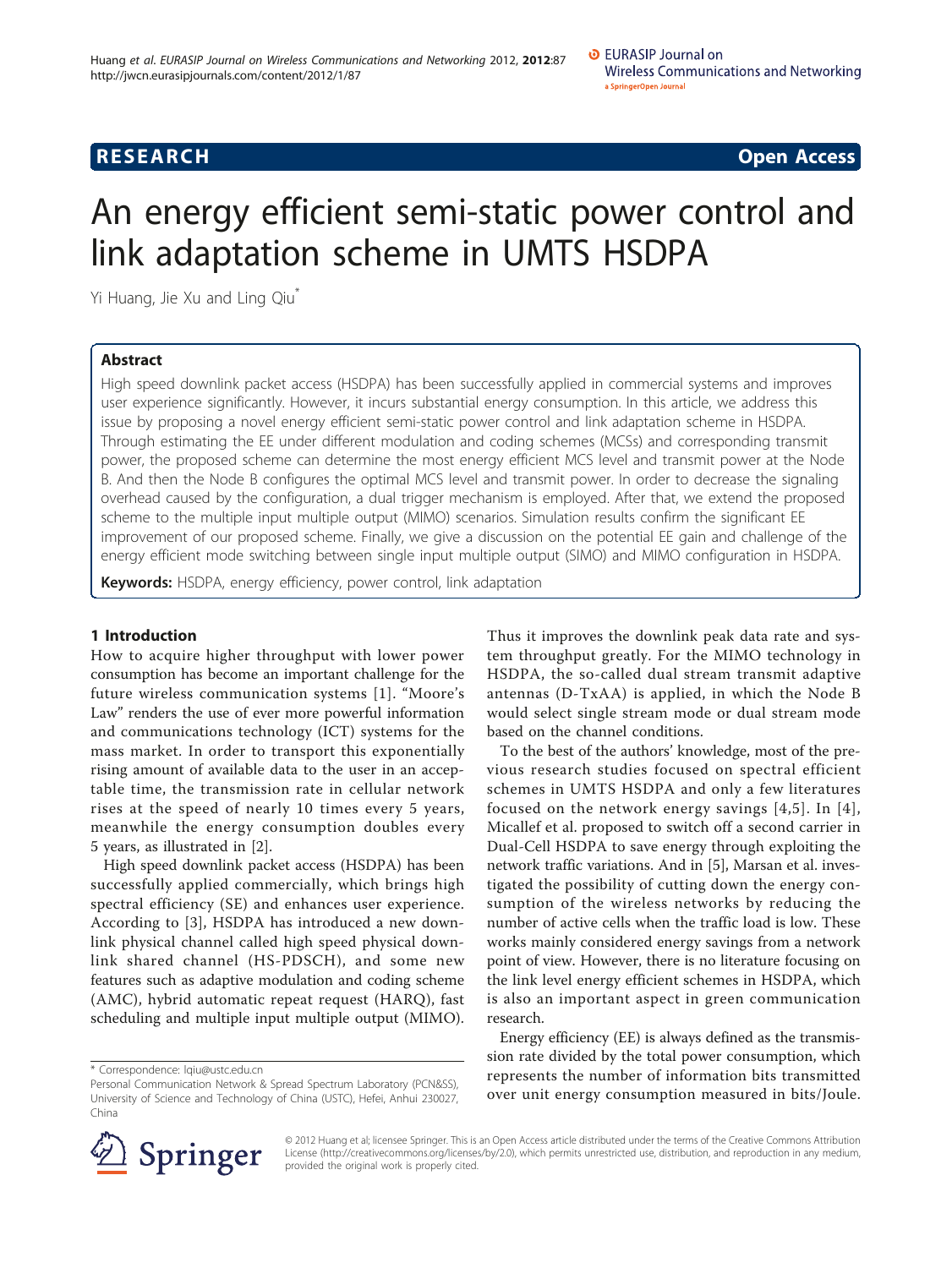**RESEARCH** **Open Access**

# An energy efficient semi-static power control and link adaptation scheme in UMTS HSDPA

Yi Huang, Jie Xu and Ling Qiu*

## Abstract

High speed downlink packet access (HSDPA) has been successfully applied in commercial systems and improves user experience significantly. However, it incurs substantial energy consumption. In this article, we address this issue by proposing a novel energy efficient semi-static power control and link adaptation scheme in HSDPA. Through estimating the EE under different modulation and coding schemes (MCSs) and corresponding transmit power, the proposed scheme can determine the most energy efficient MCS level and transmit power at the Node B. And then the Node B configures the optimal MCS level and transmit power. In order to decrease the signaling overhead caused by the configuration, a dual trigger mechanism is employed. After that, we extend the proposed scheme to the multiple input multiple output (MIMO) scenarios. Simulation results confirm the significant EE improvement of our proposed scheme. Finally, we give a discussion on the potential EE gain and challenge of the energy efficient mode switching between single input multiple output (SIMO) and MIMO configuration in HSDPA.

**Keywords:** HSDPA, energy efficiency, power control, link adaptation

## 1 Introduction

How to acquire higher throughput with lower power consumption has become an important challenge for the future wireless communication systems [1]. "Moore's Law" renders the use of ever more powerful information and communications technology (ICT) systems for the mass market. In order to transport this exponentially rising amount of available data to the user in an acceptable time, the transmission rate in cellular network rises at the speed of nearly 10 times every 5 years, meanwhile the energy consumption doubles every 5 years, as illustrated in [2].

High speed downlink packet access (HSDPA) has been successfully applied commercially, which brings high spectral efficiency (SE) and enhances user experience. According to [3], HSDPA has introduced a new downlink physical channel called high speed physical downlink shared channel (HS-PDSCH), and some new features such as adaptive modulation and coding scheme (AMC), hybrid automatic repeat request (HARQ), fast scheduling and multiple input multiple output (MIMO). Thus it improves the downlink peak data rate and system throughput greatly. For the MIMO technology in HSDPA, the so-called dual stream transmit adaptive antennas (D-TxAA) is applied, in which the Node B would select single stream mode or dual stream mode based on the channel conditions.

To the best of the authors' knowledge, most of the previous research studies focused on spectral efficient schemes in UMTS HSDPA and only a few literatures focused on the network energy savings [4,5]. In [4], Micallef et al. proposed to switch off a second carrier in Dual-Cell HSDPA to save energy through exploiting the network traffic variations. And in [5], Marsan et al. investigated the possibility of cutting down the energy consumption of the wireless networks by reducing the number of active cells when the traffic load is low. These works mainly considered energy savings from a network point of view. However, there is no literature focusing on the link level energy efficient schemes in HSDPA, which is also an important aspect in green communication research.

Energy efficiency (EE) is always defined as the transmission rate divided by the total power consumption, which represents the number of information bits transmitted over unit energy consumption measured in bits/Joule.

* Correspondence: lqiu@ustc.edu.cn
Personal Communication Network & Spread Spectrum Laboratory (PCN&SS), University of Science and Technology of China (USTC), Hefei, Anhui 230027, China

© 2012 Huang et al; licensee Springer. This is an Open Access article distributed under the terms of the Creative Commons Attribution License (http://creativecommons.org/licenses/by/2.0), which permits unrestricted use, distribution, and reproduction in any medium, provided the original work is properly cited.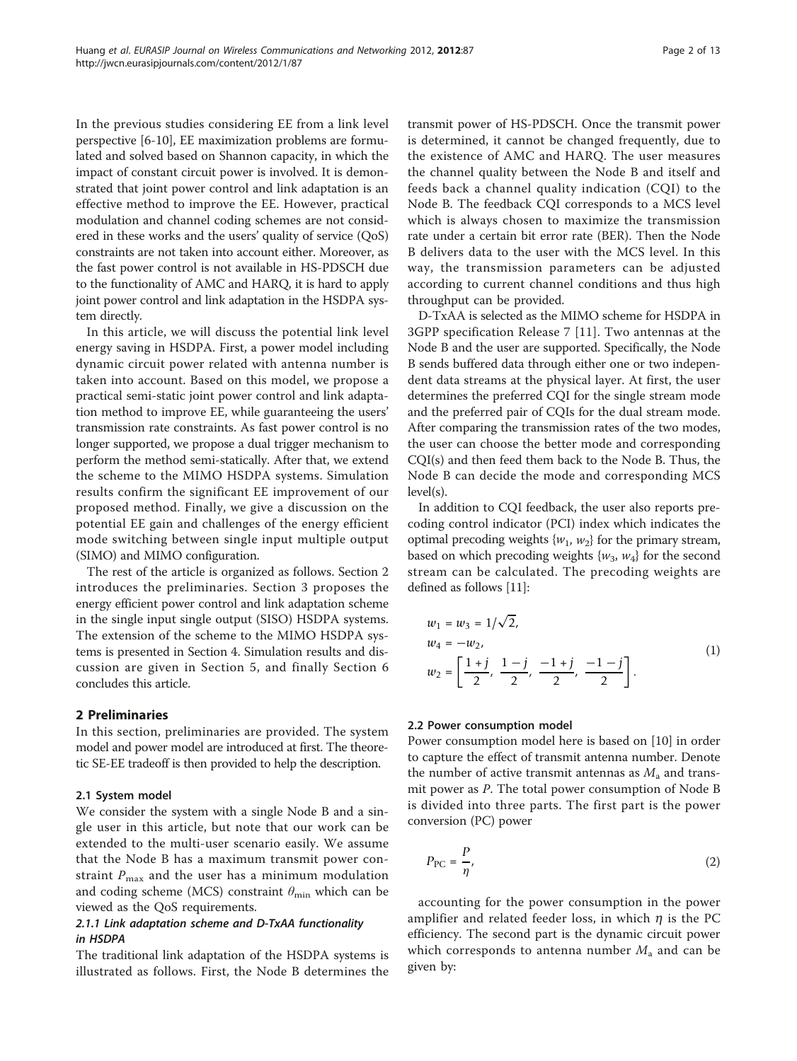In the previous studies considering EE from a link level perspective [6-10], EE maximization problems are formulated and solved based on Shannon capacity, in which the impact of constant circuit power is involved. It is demonstrated that joint power control and link adaptation is an effective method to improve the EE. However, practical modulation and channel coding schemes are not considered in these works and the users' quality of service (QoS) constraints are not taken into account either. Moreover, as the fast power control is not available in HS-PDSCH due to the functionality of AMC and HARQ, it is hard to apply joint power control and link adaptation in the HSDPA system directly.

In this article, we will discuss the potential link level energy saving in HSDPA. First, a power model including dynamic circuit power related with antenna number is taken into account. Based on this model, we propose a practical semi-static joint power control and link adaptation method to improve EE, while guaranteeing the users' transmission rate constraints. As fast power control is no longer supported, we propose a dual trigger mechanism to perform the method semi-statically. After that, we extend the scheme to the MIMO HSDPA systems. Simulation results confirm the significant EE improvement of our proposed method. Finally, we give a discussion on the potential EE gain and challenges of the energy efficient mode switching between single input multiple output (SIMO) and MIMO configuration.

The rest of the article is organized as follows. Section 2 introduces the preliminaries. Section 3 proposes the energy efficient power control and link adaptation scheme in the single input single output (SISO) HSDPA systems. The extension of the scheme to the MIMO HSDPA systems is presented in Section 4. Simulation results and discussion are given in Section 5, and finally Section 6 concludes this article.

## 2 Preliminaries

In this section, preliminaries are provided. The system model and power model are introduced at first. The theoretic SE-EE tradeoff is then provided to help the description.

### 2.1 System model

We consider the system with a single Node B and a single user in this article, but note that our work can be extended to the multi-user scenario easily. We assume that the Node B has a maximum transmit power constraint $P_{\max}$ and the user has a minimum modulation and coding scheme (MCS) constraint $\theta_{\min}$ which can be viewed as the QoS requirements.

#### *2.1.1 Link adaptation scheme and D-TxAA functionality in HSDPA*

The traditional link adaptation of the HSDPA systems is illustrated as follows. First, the Node B determines the transmit power of HS-PDSCH. Once the transmit power is determined, it cannot be changed frequently, due to the existence of AMC and HARQ. The user measures the channel quality between the Node B and itself and feeds back a channel quality indication (CQI) to the Node B. The feedback CQI corresponds to a MCS level which is always chosen to maximize the transmission rate under a certain bit error rate (BER). Then the Node B delivers data to the user with the MCS level. In this way, the transmission parameters can be adjusted according to current channel conditions and thus high throughput can be provided.

D-TxAA is selected as the MIMO scheme for HSDPA in 3GPP specification Release 7 [11]. Two antennas at the Node B and the user are supported. Specifically, the Node B sends buffered data through either one or two independent data streams at the physical layer. At first, the user determines the preferred CQI for the single stream mode and the preferred pair of CQIs for the dual stream mode. After comparing the transmission rates of the two modes, the user can choose the better mode and corresponding CQI(s) and then feed them back to the Node B. Thus, the Node B can decide the mode and corresponding MCS level(s).

In addition to CQI feedback, the user also reports precoding control indicator (PCI) index which indicates the optimal precoding weights $\{w_1, w_2\}$ for the primary stream, based on which precoding weights $\{w_3, w_4\}$ for the second stream can be calculated. The precoding weights are defined as follows [11]:

$$
\begin{aligned}
&w_1 = w_3 = 1/\sqrt{2}, \\
&w_4 = -w_2, \\
&w_2 = \left[\frac{1+j}{2},\ \frac{1-j}{2},\ \frac{-1+j}{2},\ \frac{-1-j}{2}\right].
\end{aligned} \tag{1}
$$

### 2.2 Power consumption model

Power consumption model here is based on [10] in order to capture the effect of transmit antenna number. Denote the number of active transmit antennas as $M_a$ and transmit power as $P$. The total power consumption of Node B is divided into three parts. The first part is the power conversion (PC) power

$$
P_{\text{PC}} = \frac{P}{\eta}, \tag{2}
$$

accounting for the power consumption in the power amplifier and related feeder loss, in which $\eta$ is the PC efficiency. The second part is the dynamic circuit power which corresponds to antenna number $M_a$ and can be given by: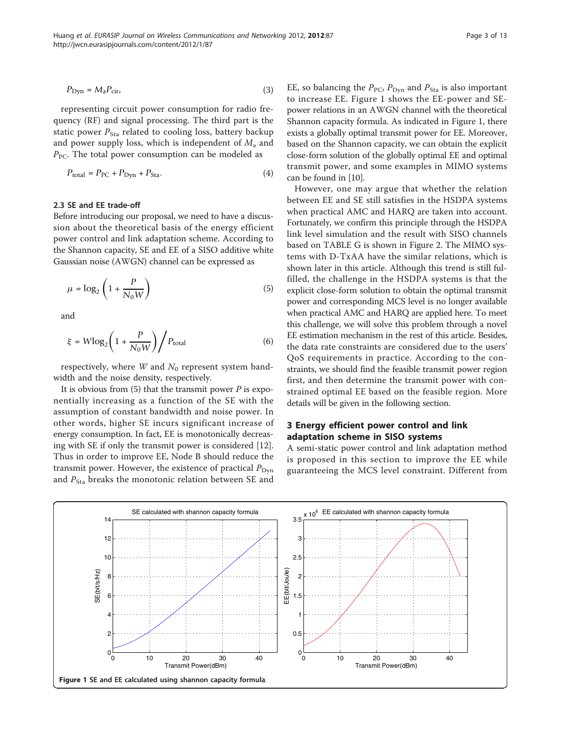$$P_{Dyn} = M_a P_{cir}, \tag{3}$$

representing circuit power consumption for radio frequency (RF) and signal processing. The third part is the static power $P_{Sta}$ related to cooling loss, battery backup and power supply loss, which is independent of $M_a$ and $P_{PC}$. The total power consumption can be modeled as

$$P_{total} = P_{PC} + P_{Dyn} + P_{Sta}. \tag{4}$$

### 2.3 SE and EE trade-off

Before introducing our proposal, we need to have a discussion about the theoretical basis of the energy efficient power control and link adaptation scheme. According to the Shannon capacity, SE and EE of a SISO additive white Gaussian noise (AWGN) channel can be expressed as

$$\mu = \log_2\left(1 + \frac{P}{N_0 W}\right) \tag{5}$$

and

$$\xi = W\log_2\left(1 + \frac{P}{N_0 W}\right) \bigg/ P_{total} \tag{6}$$

respectively, where $W$ and $N_0$ represent system bandwidth and the noise density, respectively.

It is obvious from (5) that the transmit power $P$ is exponentially increasing as a function of the SE with the assumption of constant bandwidth and noise power. In other words, higher SE incurs significant increase of energy consumption. In fact, EE is monotonically decreasing with SE if only the transmit power is considered [12]. Thus in order to improve EE, Node B should reduce the transmit power. However, the existence of practical $P_{Dyn}$ and $P_{Sta}$ breaks the monotonic relation between SE and EE, so balancing the $P_{PC}$, $P_{Dyn}$ and $P_{Sta}$ is also important to increase EE. Figure 1 shows the EE-power and SE-power relations in an AWGN channel with the theoretical Shannon capacity formula. As indicated in Figure 1, there exists a globally optimal transmit power for EE. Moreover, based on the Shannon capacity, we can obtain the explicit close-form solution of the globally optimal EE and optimal transmit power, and some examples in MIMO systems can be found in [10].

However, one may argue that whether the relation between EE and SE still satisfies in the HSDPA systems when practical AMC and HARQ are taken into account. Fortunately, we confirm this principle through the HSDPA link level simulation and the result with SISO channels based on TABLE G is shown in Figure 2. The MIMO systems with D-TxAA have the similar relations, which is shown later in this article. Although this trend is still fulfilled, the challenge in the HSDPA systems is that the explicit close-form solution to obtain the optimal transmit power and corresponding MCS level is no longer available when practical AMC and HARQ are applied here. To meet this challenge, we will solve this problem through a novel EE estimation mechanism in the rest of this article. Besides, the data rate constraints are considered due to the users' QoS requirements in practice. According to the constraints, we should find the feasible transmit power region first, and then determine the transmit power with constrained optimal EE based on the feasible region. More details will be given in the following section.

## 3 Energy efficient power control and link adaptation scheme in SISO systems

A semi-static power control and link adaptation method is proposed in this section to improve the EE while guaranteeing the MCS level constraint. Different from

**Figure 1 SE and EE calculated using shannon capacity formula.**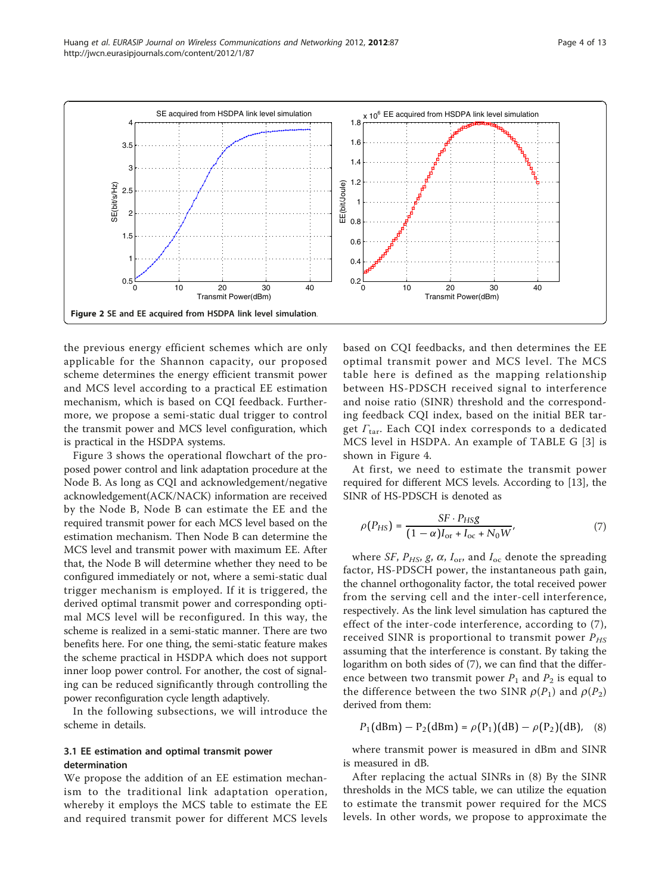SE acquired from HSDPA link level simulation

SE(bit/s/Hz)

Transmit Power(dBm)

4
3.5
3
2.5
2
1.5
1
0.5

0 10 20 30 40

x $10^6$ EE acquired from HSDPA link level simulation

EE(bit/Joule)

Transmit Power(dBm)

1.8
1.6
1.4
1.2
1
0.8
0.6
0.4
0.2

0 10 20 30 40

**Figure 2 SE and EE acquired from HSDPA link level simulation**.

the previous energy efficient schemes which are only applicable for the Shannon capacity, our proposed scheme determines the energy efficient transmit power and MCS level according to a practical EE estimation mechanism, which is based on CQI feedback. Furthermore, we propose a semi-static dual trigger to control the transmit power and MCS level configuration, which is practical in the HSDPA systems.

Figure 3 shows the operational flowchart of the proposed power control and link adaptation procedure at the Node B. As long as CQI and acknowledgement/negative acknowledgement(ACK/NACK) information are received by the Node B, Node B can estimate the EE and the required transmit power for each MCS level based on the estimation mechanism. Then Node B can determine the MCS level and transmit power with maximum EE. After that, the Node B will determine whether they need to be configured immediately or not, where a semi-static dual trigger mechanism is employed. If it is triggered, the derived optimal transmit power and corresponding optimal MCS level will be reconfigured. In this way, the scheme is realized in a semi-static manner. There are two benefits here. For one thing, the semi-static feature makes the scheme practical in HSDPA which does not support inner loop power control. For another, the cost of signaling can be reduced significantly through controlling the power reconfiguration cycle length adaptively.

In the following subsections, we will introduce the scheme in details.

### 3.1 EE estimation and optimal transmit power determination

We propose the addition of an EE estimation mechanism to the traditional link adaptation operation, whereby it employs the MCS table to estimate the EE and required transmit power for different MCS levels based on CQI feedbacks, and then determines the EE optimal transmit power and MCS level. The MCS table here is defined as the mapping relationship between HS-PDSCH received signal to interference and noise ratio (SINR) threshold and the corresponding feedback CQI index, based on the initial BER target $\Gamma_{\text{tar}}$. Each CQI index corresponds to a dedicated MCS level in HSDPA. An example of TABLE G [3] is shown in Figure 4.

At first, we need to estimate the transmit power required for different MCS levels. According to [13], the SINR of HS-PDSCH is denoted as

$$\rho(P_{HS}) = \frac{SF \cdot P_{HS} g}{(1-\alpha)I_{\text{or}} + I_{\text{oc}} + N_0 W}, \tag{7}$$

where $SF$, $P_{HS}$, $g$, $\alpha$, $I_{\text{or}}$, and $I_{\text{oc}}$ denote the spreading factor, HS-PDSCH power, the instantaneous path gain, the channel orthogonality factor, the total received power from the serving cell and the inter-cell interference, respectively. As the link level simulation has captured the effect of the inter-code interference, according to (7), received SINR is proportional to transmit power $P_{HS}$ assuming that the interference is constant. By taking the logarithm on both sides of (7), we can find that the difference between two transmit power $P_1$ and $P_2$ is equal to the difference between the two SINR $\rho(P_1)$ and $\rho(P_2)$ derived from them:

$$P_1(\text{dBm}) - \text{P}_2(\text{dBm}) = \rho(\text{P}_1)(\text{dB}) - \rho(\text{P}_2)(\text{dB}), \tag{8}$$

where transmit power is measured in dBm and SINR is measured in dB.

After replacing the actual SINRs in (8) By the SINR thresholds in the MCS table, we can utilize the equation to estimate the transmit power required for the MCS levels. In other words, we propose to approximate the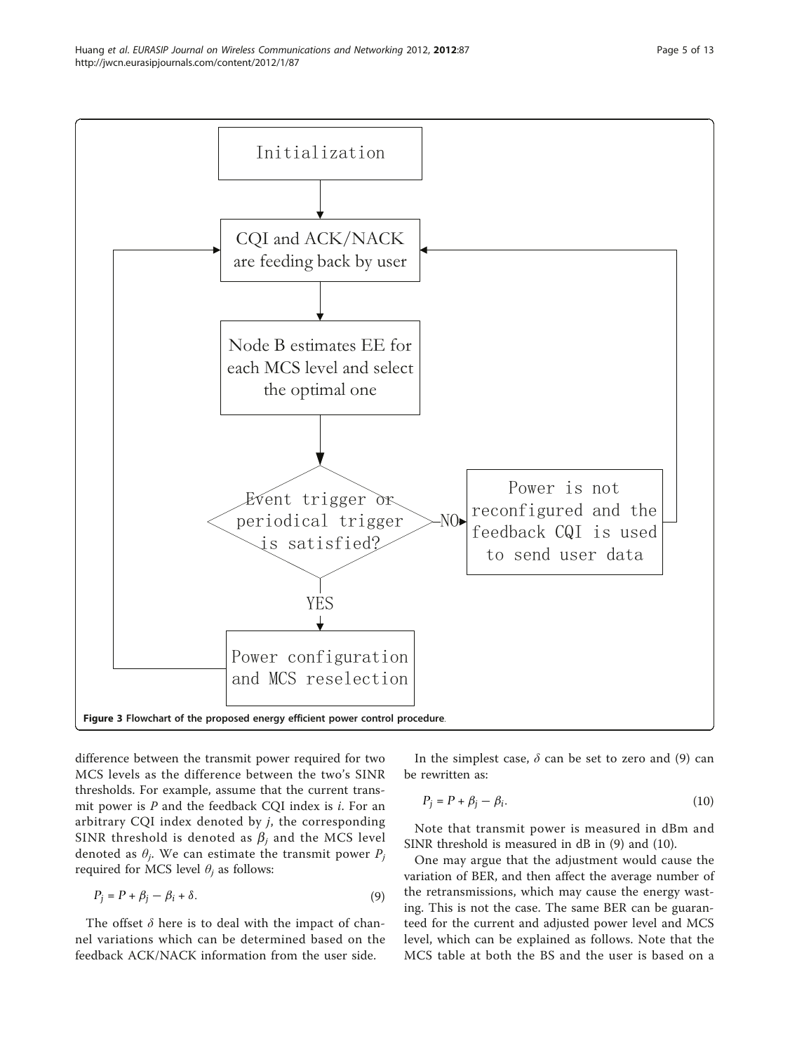Figure 3 Flowchart of the proposed energy efficient power control procedure.

difference between the transmit power required for two MCS levels as the difference between the two's SINR thresholds. For example, assume that the current transmit power is $P$ and the feedback CQI index is $i$. For an arbitrary CQI index denoted by $j$, the corresponding SINR threshold is denoted as $\beta_j$ and the MCS level denoted as $\theta_j$. We can estimate the transmit power $P_j$ required for MCS level $\theta_j$ as follows:

$$P_j = P + \beta_j - \beta_i + \delta. \tag{9}$$

The offset $\delta$ here is to deal with the impact of channel variations which can be determined based on the feedback ACK/NACK information from the user side.

In the simplest case, $\delta$ can be set to zero and (9) can be rewritten as:

$$P_j = P + \beta_j - \beta_i. \tag{10}$$

Note that transmit power is measured in dBm and SINR threshold is measured in dB in (9) and (10).

One may argue that the adjustment would cause the variation of BER, and then affect the average number of the retransmissions, which may cause the energy wasting. This is not the case. The same BER can be guaranteed for the current and adjusted power level and MCS level, which can be explained as follows. Note that the MCS table at both the BS and the user is based on a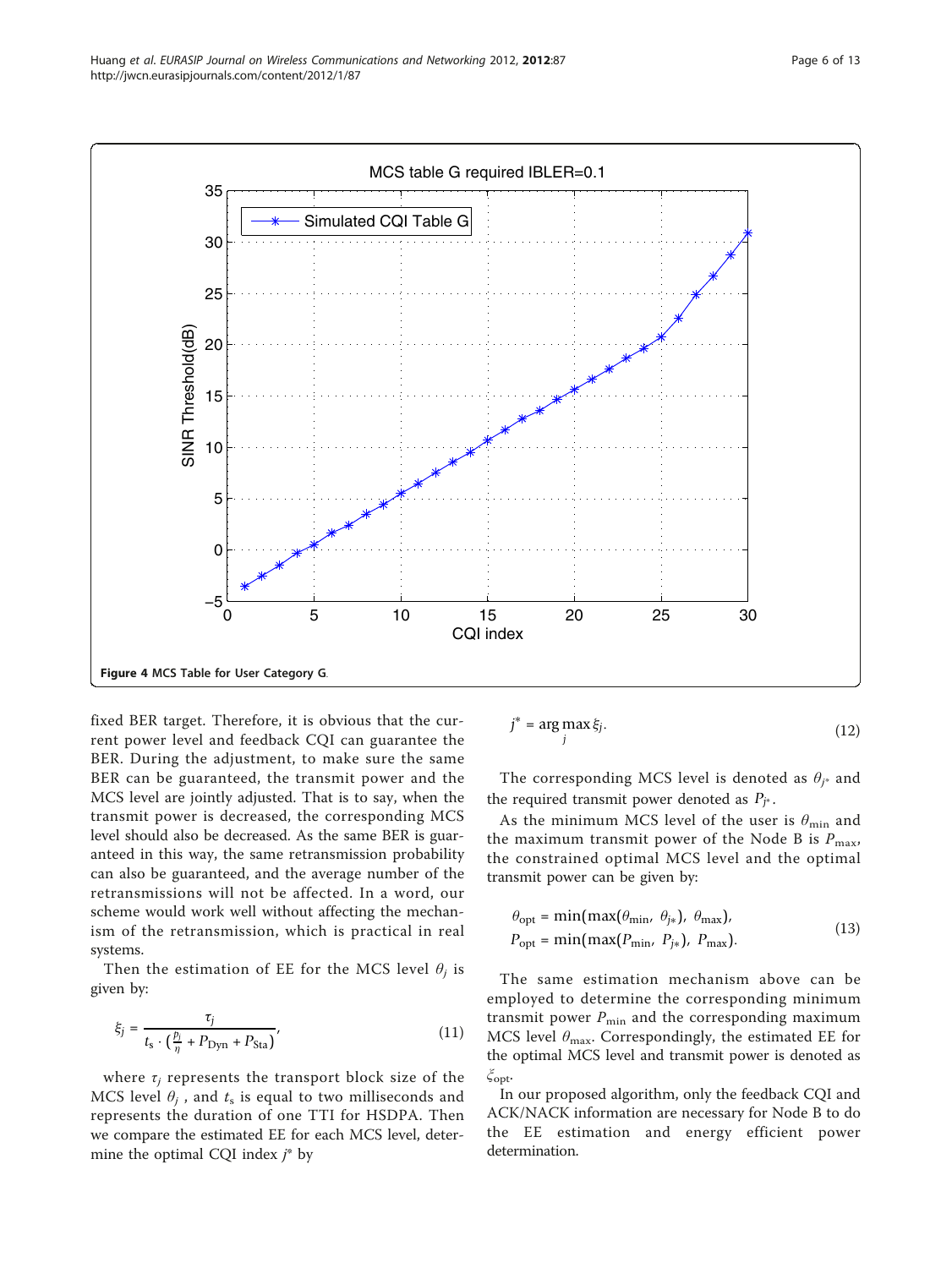Figure 4 MCS Table for User Category G.

fixed BER target. Therefore, it is obvious that the current power level and feedback CQI can guarantee the BER. During the adjustment, to make sure the same BER can be guaranteed, the transmit power and the MCS level are jointly adjusted. That is to say, when the transmit power is decreased, the corresponding MCS level should also be decreased. As the same BER is guaranteed in this way, the same retransmission probability can also be guaranteed, and the average number of the retransmissions will not be affected. In a word, our scheme would work well without affecting the mechanism of the retransmission, which is practical in real systems.

Then the estimation of EE for the MCS level $\theta_j$ is given by:

$$\xi_j = \frac{\tau_j}{t_s \cdot \left(\frac{p_j}{\eta} + P_{\mathrm{Dyn}} + P_{\mathrm{Sta}}\right)}, \tag{11}$$

where $\tau_j$ represents the transport block size of the MCS level $\theta_j$ , and $t_s$ is equal to two milliseconds and represents the duration of one TTI for HSDPA. Then we compare the estimated EE for each MCS level, determine the optimal CQI index $j^*$ by

$$j^* = \arg\max_j \xi_j. \tag{12}$$

The corresponding MCS level is denoted as $\theta_{j^*}$ and the required transmit power denoted as $P_{j^*}$.

As the minimum MCS level of the user is $\theta_{\min}$ and the maximum transmit power of the Node B is $P_{\max}$, the constrained optimal MCS level and the optimal transmit power can be given by:

$$\begin{aligned} \theta_{\mathrm{opt}} &= \min(\max(\theta_{\min},\ \theta_{j*}),\ \theta_{\max}), \\ P_{\mathrm{opt}} &= \min(\max(P_{\min},\ P_{j*}),\ P_{\max}). \end{aligned} \tag{13}$$

The same estimation mechanism above can be employed to determine the corresponding minimum transmit power $P_{\min}$ and the corresponding maximum MCS level $\theta_{\max}$. Correspondingly, the estimated EE for the optimal MCS level and transmit power is denoted as $\xi_{\mathrm{opt}}$.

In our proposed algorithm, only the feedback CQI and ACK/NACK information are necessary for Node B to do the EE estimation and energy efficient power determination.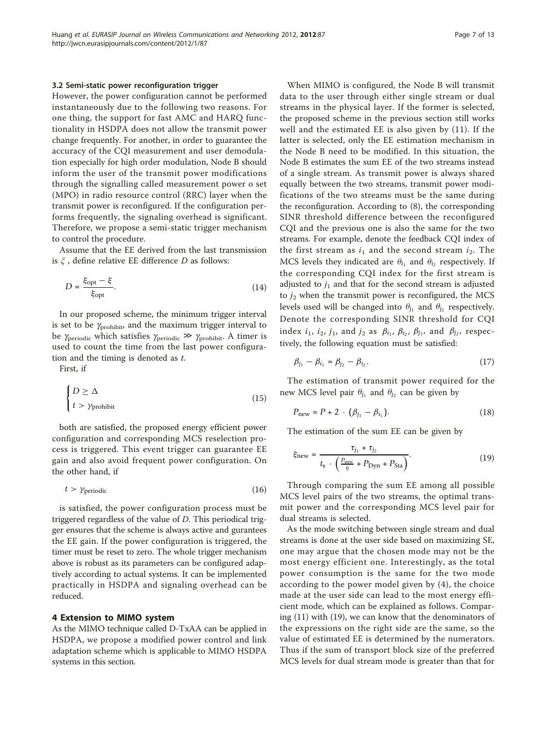### 3.2 Semi-static power reconfiguration trigger

However, the power configuration cannot be performed instantaneously due to the following two reasons. For one thing, the support for fast AMC and HARQ functionality in HSDPA does not allow the transmit power change frequently. For another, in order to guarantee the accuracy of the CQI measurement and user demodulation especially for high order modulation, Node B should inform the user of the transmit power modifications through the signalling called measurement power o set (MPO) in radio resource control (RRC) layer when the transmit power is reconfigured. If the configuration performs frequently, the signaling overhead is significant. Therefore, we propose a semi-static trigger mechanism to control the procedure.

Assume that the EE derived from the last transmission is $\xi$ , define relative EE difference $D$ as follows:

$$D = \frac{\xi_{\text{opt}} - \xi}{\xi_{\text{opt}}}. \tag{14}$$

In our proposed scheme, the minimum trigger interval is set to be $\gamma_{\text{prohibit}}$, and the maximum trigger interval to be $\gamma_{\text{periodic}}$ which satisfies $\gamma_{\text{periodic}} \gg \gamma_{\text{prohibit}}$. A timer is used to count the time from the last power configuration and the timing is denoted as $t$.

First, if

$$\begin{cases} D \geq \Delta \\ t > \gamma_{\text{prohibit}} \end{cases} \tag{15}$$

both are satisfied, the proposed energy efficient power configuration and corresponding MCS reselection process is triggered. This event trigger can guarantee EE gain and also avoid frequent power configuration. On the other hand, if

$$t > \gamma_{\text{periodic}} \tag{16}$$

is satisfied, the power configuration process must be triggered regardless of the value of $D$. This periodical trigger ensures that the scheme is always active and gurantees the EE gain. If the power configuration is triggered, the timer must be reset to zero. The whole trigger mechanism above is robust as its parameters can be configured adaptively according to actual systems. It can be implemented practically in HSDPA and signaling overhead can be reduced.

## 4 Extension to MIMO system

As the MIMO technique called D-TxAA can be applied in HSDPA, we propose a modified power control and link adaptation scheme which is applicable to MIMO HSDPA systems in this section.

When MIMO is configured, the Node B will transmit data to the user through either single stream or dual streams in the physical layer. If the former is selected, the proposed scheme in the previous section still works well and the estimated EE is also given by (11). If the latter is selected, only the EE estimation mechanism in the Node B need to be modified. In this situation, the Node B estimates the sum EE of the two streams instead of a single stream. As transmit power is always shared equally between the two streams, transmit power modifications of the two streams must be the same during the reconfiguration. According to (8), the corresponding SINR threshold difference between the reconfigured CQI and the previous one is also the same for the two streams. For example, denote the feedback CQI index of the first stream as $i_1$ and the second stream $i_2$. The MCS levels they indicated are $\theta_{i_1}$ and $\theta_{i_2}$ respectively. If the corresponding CQI index for the first stream is adjusted to $j_1$ and that for the second stream is adjusted to $j_2$ when the transmit power is reconfigured, the MCS levels used will be changed into $\theta_{j_1}$ and $\theta_{j_2}$ respectively. Denote the corresponding SINR threshold for CQI index $i_1$, $i_2$, $j_1$, and $j_2$ as $\beta_{i_1}$, $\beta_{i_2}$, $\beta_{j_1}$, and $\beta_{j_2}$, respectively, the following equation must be satisfied:

$$\beta_{j_1} - \beta_{i_1} = \beta_{j_2} - \beta_{i_2}. \tag{17}$$

The estimation of transmit power required for the new MCS level pair $\theta_{j_1}$ and $\theta_{j_2}$ can be given by

$$P_{\text{new}} = P + 2 \cdot (\beta_{j_1} - \beta_{i_1}). \tag{18}$$

The estimation of the sum EE can be given by

$$\xi_{\text{new}} = \frac{\tau_{j_1} + \tau_{j_2}}{t_{\text{s}} \cdot \left( \frac{P_{\text{new}}}{\eta} + P_{\text{Dyn}} + P_{\text{Sta}} \right)}. \tag{19}$$

Through comparing the sum EE among all possible MCS level pairs of the two streams, the optimal transmit power and the corresponding MCS level pair for dual streams is selected.

As the mode switching between single stream and dual streams is done at the user side based on maximizing SE, one may argue that the chosen mode may not be the most energy efficient one. Interestingly, as the total power consumption is the same for the two mode according to the power model given by (4), the choice made at the user side can lead to the most energy efficient mode, which can be explained as follows. Comparing (11) with (19), we can know that the denominators of the expressions on the right side are the same, so the value of estimated EE is determined by the numerators. Thus if the sum of transport block size of the preferred MCS levels for dual stream mode is greater than that for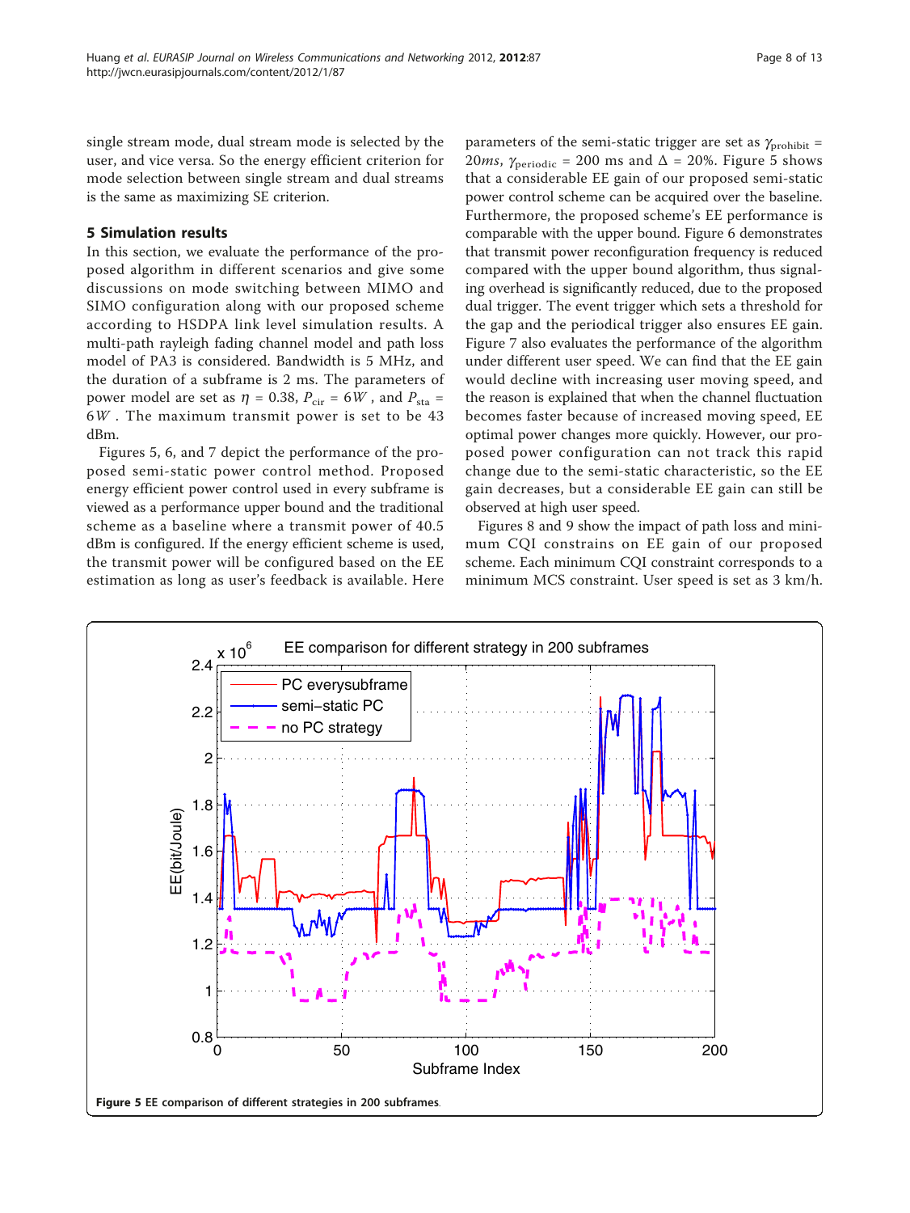single stream mode, dual stream mode is selected by the user, and vice versa. So the energy efficient criterion for mode selection between single stream and dual streams is the same as maximizing SE criterion.

## 5 Simulation results

In this section, we evaluate the performance of the proposed algorithm in different scenarios and give some discussions on mode switching between MIMO and SIMO configuration along with our proposed scheme according to HSDPA link level simulation results. A multi-path rayleigh fading channel model and path loss model of PA3 is considered. Bandwidth is 5 MHz, and the duration of a subframe is 2 ms. The parameters of power model are set as $\eta = 0.38$, $P_{\text{cir}} = 6W$, and $P_{\text{sta}} = 6W$. The maximum transmit power is set to be 43 dBm.

Figures 5, 6, and 7 depict the performance of the proposed semi-static power control method. Proposed energy efficient power control used in every subframe is viewed as a performance upper bound and the traditional scheme as a baseline where a transmit power of 40.5 dBm is configured. If the energy efficient scheme is used, the transmit power will be configured based on the EE estimation as long as user's feedback is available. Here parameters of the semi-static trigger are set as $\gamma_{\text{prohibit}} = 20ms$, $\gamma_{\text{periodic}} = 200$ ms and $\Delta = 20\%$. Figure 5 shows that a considerable EE gain of our proposed semi-static power control scheme can be acquired over the baseline. Furthermore, the proposed scheme's EE performance is comparable with the upper bound. Figure 6 demonstrates that transmit power reconfiguration frequency is reduced compared with the upper bound algorithm, thus signaling overhead is significantly reduced, due to the proposed dual trigger. The event trigger which sets a threshold for the gap and the periodical trigger also ensures EE gain. Figure 7 also evaluates the performance of the algorithm under different user speed. We can find that the EE gain would decline with increasing user moving speed, and the reason is explained that when the channel fluctuation becomes faster because of increased moving speed, EE optimal power changes more quickly. However, our proposed power configuration can not track this rapid change due to the semi-static characteristic, so the EE gain decreases, but a considerable EE gain can still be observed at high user speed.

Figures 8 and 9 show the impact of path loss and minimum CQI constrains on EE gain of our proposed scheme. Each minimum CQI constraint corresponds to a minimum MCS constraint. User speed is set as 3 km/h.

**Figure 5** EE comparison of different strategies in 200 subframes.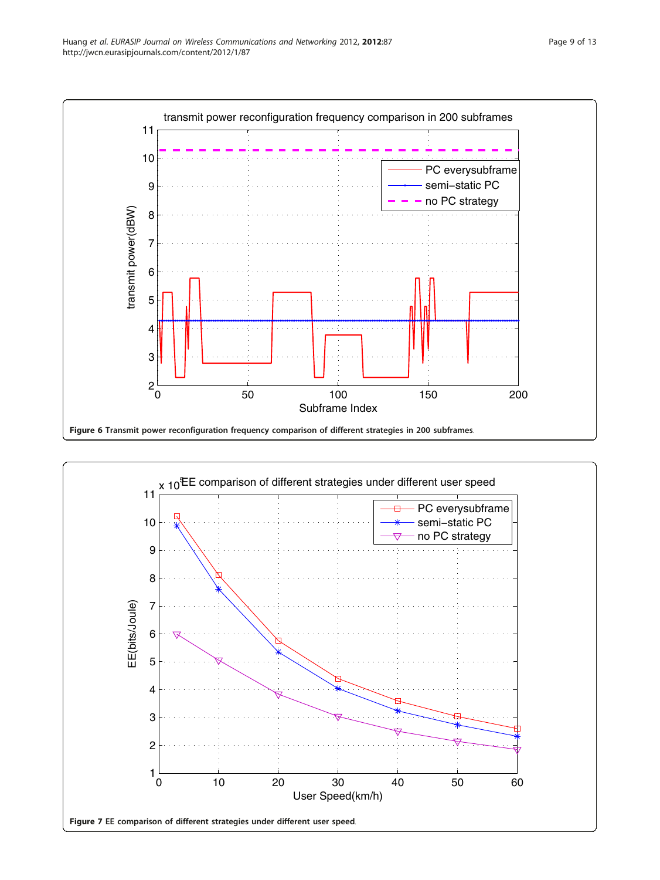**Figure 6 Transmit power reconfiguration frequency comparison of different strategies in 200 subframes.**

**Figure 7 EE comparison of different strategies under different user speed.**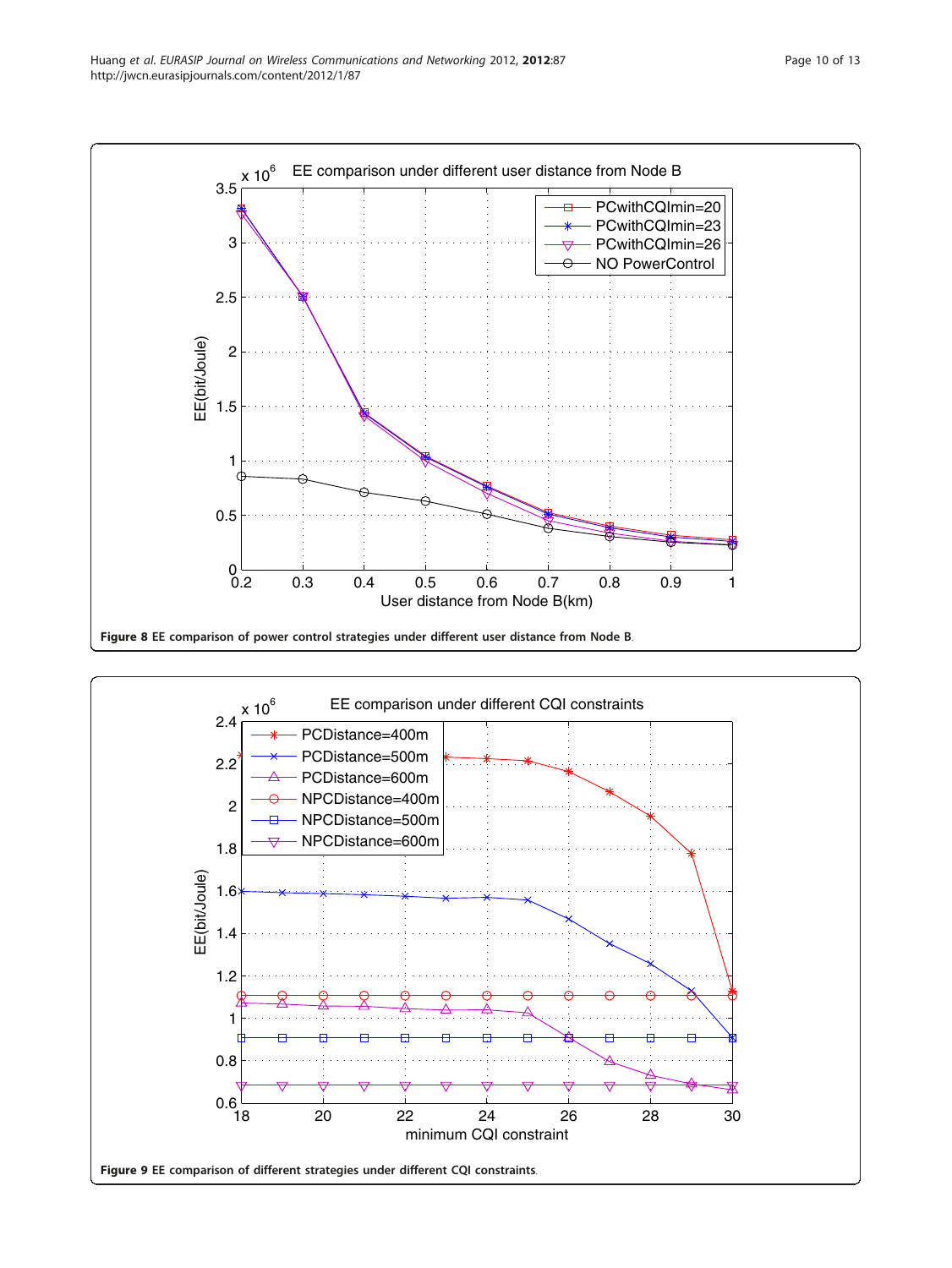Figure 8 EE comparison of power control strategies under different user distance from Node B.

Figure 9 EE comparison of different strategies under different CQI constraints.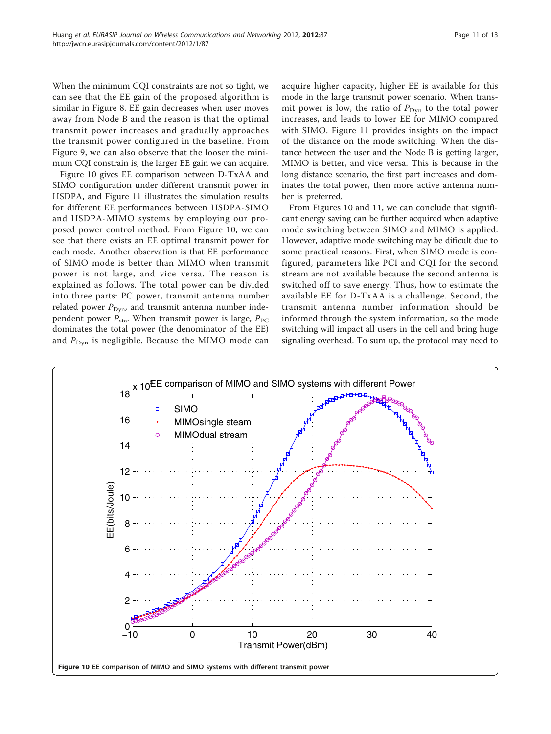When the minimum CQI constraints are not so tight, we can see that the EE gain of the proposed algorithm is similar in Figure 8. EE gain decreases when user moves away from Node B and the reason is that the optimal transmit power increases and gradually approaches the transmit power configured in the baseline. From Figure 9, we can also observe that the looser the minimum CQI constrain is, the larger EE gain we can acquire.

Figure 10 gives EE comparison between D-TxAA and SIMO configuration under different transmit power in HSDPA, and Figure 11 illustrates the simulation results for different EE performances between HSDPA-SIMO and HSDPA-MIMO systems by employing our proposed power control method. From Figure 10, we can see that there exists an EE optimal transmit power for each mode. Another observation is that EE performance of SIMO mode is better than MIMO when transmit power is not large, and vice versa. The reason is explained as follows. The total power can be divided into three parts: PC power, transmit antenna number related power $P_{\mathrm{Dyn}}$, and transmit antenna number independent power $P_{\mathrm{sta}}$. When transmit power is large, $P_{\mathrm{PC}}$ dominates the total power (the denominator of the EE) and $P_{\mathrm{Dyn}}$ is negligible. Because the MIMO mode can acquire higher capacity, higher EE is available for this mode in the large transmit power scenario. When transmit power is low, the ratio of $P_{\mathrm{Dyn}}$ to the total power increases, and leads to lower EE for MIMO compared with SIMO. Figure 11 provides insights on the impact of the distance on the mode switching. When the distance between the user and the Node B is getting larger, MIMO is better, and vice versa. This is because in the long distance scenario, the first part increases and dominates the total power, then more active antenna number is preferred.

From Figures 10 and 11, we can conclude that significant energy saving can be further acquired when adaptive mode switching between SIMO and MIMO is applied. However, adaptive mode switching may be dificult due to some practical reasons. First, when SIMO mode is configured, parameters like PCI and CQI for the second stream are not available because the second antenna is switched off to save energy. Thus, how to estimate the available EE for D-TxAA is a challenge. Second, the transmit antenna number information should be informed through the system information, so the mode switching will impact all users in the cell and bring huge signaling overhead. To sum up, the protocol may need to

**Figure 10** EE comparison of MIMO and SIMO systems with different transmit power.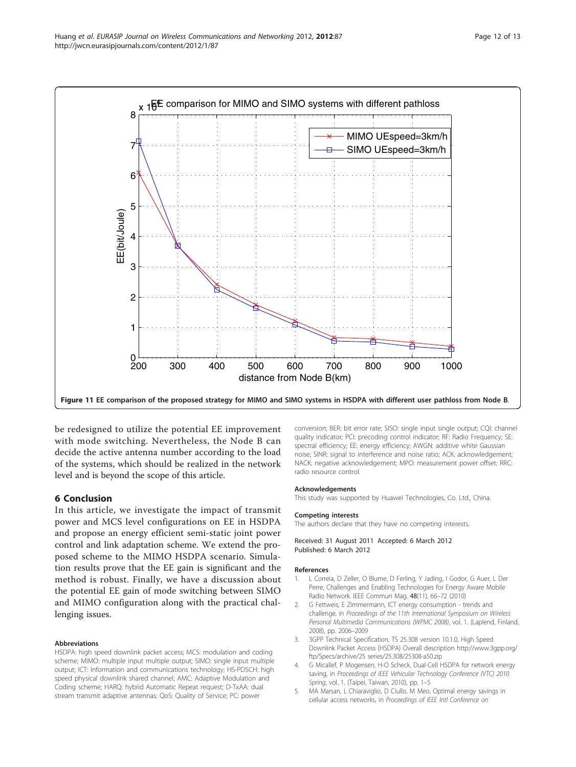x 10⁶ EE comparison for MIMO and SIMO systems with different pathloss

MIMO UEspeed=3km/h

SIMO UEspeed=3km/h

EE(bit/Joule)

distance from Node B(km)

0
1
2
3
4
5
6
7
8

200
300
400
500
600
700
800
900
1000

**Figure 11 EE comparison of the proposed strategy for MIMO and SIMO systems in HSDPA with different user pathloss from Node B**.

be redesigned to utilize the potential EE improvement with mode switching. Nevertheless, the Node B can decide the active antenna number according to the load of the systems, which should be realized in the network level and is beyond the scope of this article.

## 6 Conclusion

In this article, we investigate the impact of transmit power and MCS level configurations on EE in HSDPA and propose an energy efficient semi-static joint power control and link adaptation scheme. We extend the proposed scheme to the MIMO HSDPA scenario. Simulation results prove that the EE gain is significant and the method is robust. Finally, we have a discussion about the potential EE gain of mode switching between SIMO and MIMO configuration along with the practical challenging issues.

#### Abbreviations

HSDPA: high speed downlink packet access; MCS: modulation and coding scheme; MIMO: multiple input multiple output; SIMO: single input multiple output; ICT: Information and communications technology; HS-PDSCH: high speed physical downlink shared channel; AMC: Adaptive Modulation and Coding scheme; HARQ: hybrid Automatic Repeat request; D-TxAA: dual stream transmit adaptive antennas; QoS: Quality of Service; PC: power conversion; BER: bit error rate; SISO: single input single output; CQI: channel quality indicator; PCI: precoding control indicator; RF: Radio Frequency; SE: spectral efficiency; EE: energy efficiency; AWGN: additive white Gaussian noise; SINR: signal to interference and noise ratio; ACK: acknowledgement; NACK: negative acknowledgement; MPO: measurement power offset; RRC: radio resource control.

#### Acknowledgements

This study was supported by Huawei Technologies, Co. Ltd., China.

#### Competing interests

The authors declare that they have no competing interests.

Received: 31 August 2011 Accepted: 6 March 2012
Published: 6 March 2012

#### References

1. L Correia, D Zeller, O Blume, D Ferling, Y Jading, I Godor, G Auer, L Der Perre, Challenges and Enabling Technologies for Energy Aware Mobile Radio Network. IEEE Commun Mag. **48**(11), 66–72 (2010)
2. G Fettweis, E Zimmermann, ICT energy consumption - trends and challenge, in *Proceedings of the 11th International Symposium on Wireless Personal Multimedia Communications (WPMC 2008)*, vol. 1. (Laplend, Finland, 2008), pp. 2006–2009
3. 3GPP Technical Specification, TS 25.308 version 10.1.0, High Speed Downlink Packet Access (HSDPA) Overall description http://www.3gpp.org/ftp/Specs/archive/25 series/25.308/25308-a50.zip
4. G Micallef, P Mogensen, H-O Scheck, Dual-Cell HSDPA for network energy saving, in *Proceedings of IEEE Vehicular Technology Conference (VTC) 2010 Spring*, vol. 1. (Taipei, Taiwan, 2010), pp. 1–5
5. MA Marsan, L Chiaraviglio, D Ciullo, M Meo, Optimal energy savings in cellular access networks, in *Proceedings of IEEE Intl Conference on*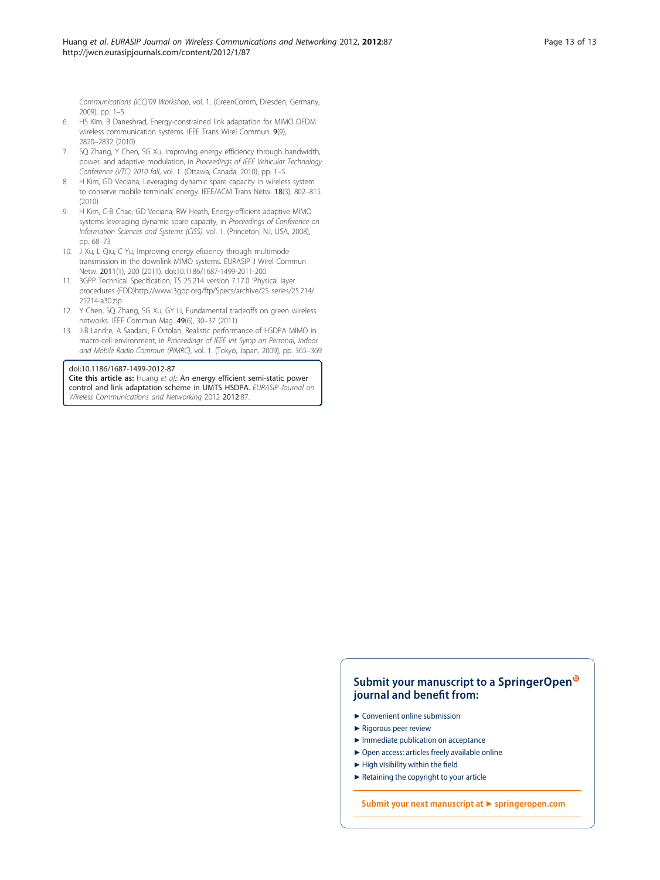*Communications (ICC)'09 Workshop*, vol. 1. (GreenComm, Dresden, Germany, 2009), pp. 1–5

6. HS Kim, B Daneshrad, Energy-constrained link adaptation for MIMO OFDM wireless communication systems. IEEE Trans Wirel Commun. **9**(9), 2820–2832 (2010)
7. SQ Zhang, Y Chen, SG Xu, Improving energy efficiency through bandwidth, power, and adaptive modulation, in *Proceedings of IEEE Vehicular Technology Conference (VTC) 2010 fall*, vol. 1. (Ottawa, Canada, 2010), pp. 1–5
8. H Kim, GD Veciana, Leveraging dynamic spare capacity in wireless system to conserve mobile terminals' energy. IEEE/ACM Trans Netw. **18**(3), 802–815 (2010)
9. H Kim, C-B Chae, GD Veciana, RW Heath, Energy-efficient adaptive MIMO systems leveraging dynamic spare capacity, in *Proceedings of Conference on Information Sciences and Systems (CISS)*, vol. 1. (Princeton, NJ, USA, 2008), pp. 68–73
10. J Xu, L Qiu, C Yu, Improving energy eficiency through multimode transmission in the downlink MIMO systems. EURASIP J Wirel Commun Netw. **2011**(1), 200 (2011). doi:10.1186/1687-1499-2011-200
11. 3GPP Technical Specification, TS 25.214 version 7.17.0 'Physical layer procedures (FDD)http://www.3gpp.org/ftp/Specs/archive/25 series/25.214/25214-a30.zip
12. Y Chen, SQ Zhang, SG Xu, GY Li, Fundamental tradeoffs on green wireless networks. IEEE Commun Mag. **49**(6), 30–37 (2011)
13. J-B Landre, A Saadani, F Ortolan, Realistic performance of HSDPA MIMO in macro-cell environment, in *Proceedings of IEEE Int Symp on Personal, Indoor and Mobile Radio Commun (PIMRC)*, vol. 1. (Tokyo, Japan, 2009), pp. 365–369

doi:10.1186/1687-1499-2012-87

**Cite this article as:** Huang *et al.*: An energy efficient semi-static power control and link adaptation scheme in UMTS HSDPA. *EURASIP Journal on Wireless Communications and Networking* 2012 **2012**:87.